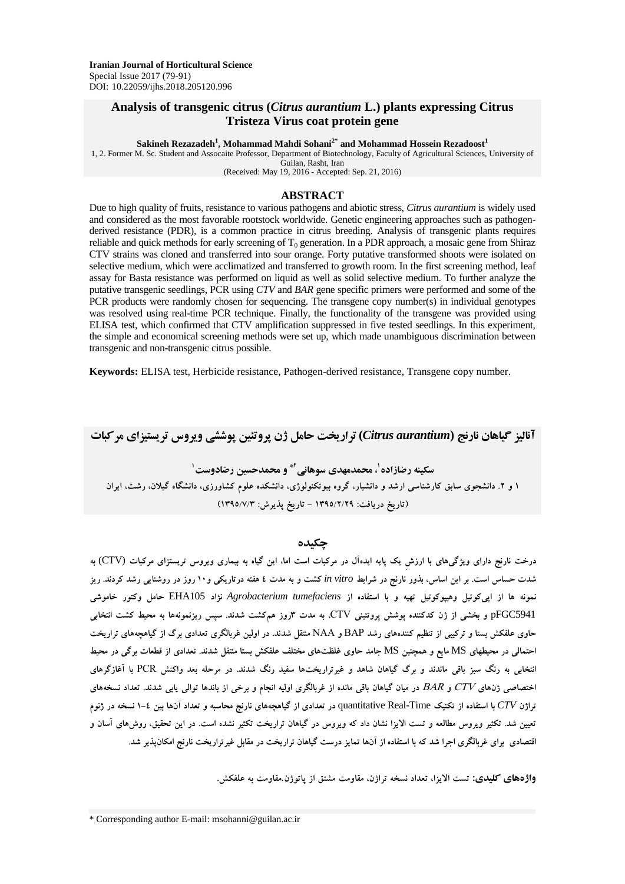Iranian Journal of Horticultural Science
Special Issue 2017 (79-91)
DOI: 10.22059/ijhs.2018.205120.996

# Analysis of transgenic citrus (*Citrus aurantium* L.) plants expressing Citrus Tristeza Virus coat protein gene

**Sakineh Rezazadeh[1], Mohammad Mahdi Sohani[2*] and Mohammad Hossein Rezadoost[1]**

1, 2. Former M. Sc. Student and Assocaite Professor, Department of Biotechnology, Faculty of Agricultural Sciences, University of Guilan, Rasht, Iran

(Received: May 19, 2016 - Accepted: Sep. 21, 2016)

## ABSTRACT

Due to high quality of fruits, resistance to various pathogens and abiotic stress, *Citrus aurantium* is widely used and considered as the most favorable rootstock worldwide. Genetic engineering approaches such as pathogen-derived resistance (PDR), is a common practice in citrus breeding. Analysis of transgenic plants requires reliable and quick methods for early screening of $T_0$ generation. In a PDR approach, a mosaic gene from Shiraz CTV strains was cloned and transferred into sour orange. Forty putative transformed shoots were isolated on selective medium, which were acclimatized and transferred to growth room. In the first screening method, leaf assay for Basta resistance was performed on liquid as well as solid selective medium. To further analyze the putative transgenic seedlings, PCR using *CTV* and *BAR* gene specific primers were performed and some of the PCR products were randomly chosen for sequencing. The transgene copy number(s) in individual genotypes was resolved using real-time PCR technique. Finally, the functionality of the transgene was provided using ELISA test, which confirmed that CTV amplification suppressed in five tested seedlings. In this experiment, the simple and economical screening methods were set up, which made unambiguous discrimination between transgenic and non-transgenic citrus possible.

**Keywords:** ELISA test, Herbicide resistance, Pathogen-derived resistance, Transgene copy number.

# آنالیز گیاهان نارنج (*Citrus aurantium*) تراریخت حامل ژن پروتئین پوششی ویروس تریستیزای مرکبات

**سکینه رضازاده[1]، محمدمهدی سوهانی[2*] و محمدحسین رضادوست[1]**

۱ و ۲. دانشجوی سابق کارشناسی ارشد و دانشیار، گروه بیوتکنولوژی، دانشکده علوم کشاورزی، دانشگاه گیلان، رشت، ایران

(تاریخ دریافت: ۱۳۹۵/۲/۲۹ - تاریخ پذیرش: ۱۳۹۵/۷/۳)

## چکیده

درخت نارنج دارای ویژگی‌های با ارزش یک پایه ایده‌آل در مرکبات است اما، این گیاه به بیماری ویروس تریستزای مرکبات (CTV) به شدت حساس است. بر این اساس، بذور نارنج در شرایط *in vitro* کشت و به مدت ٤ هفته درتاریکی و١٠ روز در روشنایی رشد کردند. ریز نمونه ها از اپی‌کوتیل وهیپوکوتیل تهیه و با استفاده از *Agrobacterium tumefaciens* نژاد EHA105 حامل وکتور خاموشی pFGC5941 و بخشی از ژن کدکننده پوشش پروتئینی CTV، به مدت ۳روز هم‌کشت شدند. سپس ریزنمونه‌ها به محیط کشت انتخابی حاوی علفکش بستا و ترکیبی از تنظیم کننده‌های رشد BAP و NAA منتقل شدند. در اولین غربالگری تعدادی برگ از گیاهچه‌های تراریخت احتمالی در محیطهای MS مایع و همچنین MS جامد حاوی غلظت‌های مختلف علفکش بستا منتقل شدند. تعدادی از قطعات برگی در محیط انتخابی به رنگ سبز باقی ماندند و برگ گیاهان شاهد و غیرتراریخت‌ها سفید رنگ شدند. در مرحله بعد واکنش PCR با آغازگرهای اختصاصی ژن‌های *CTV* و *BAR* در میان گیاهان باقی مانده از غربالگری اولیه انجام و برخی از باندها توالی یابی شدند. تعداد نسخه‌های تراژن *CTV* با استفاده از تکنیک quantitative Real-Time در تعدادی از گیاهچه‌های نارنج محاسبه و تعداد آن‌ها بین ٤-١ نسخه در ژنوم تعیین شد. تکثیر ویروس مطالعه و تست الایزا نشان داد که ویروس در گیاهان تراریخت تکثیر نشده است. در این تحقیق، روش‌های آسان و اقتصادی برای غربالگری اجرا شد که با استفاده از آن‌ها تمایز درست گیاهان تراریخت در مقابل غیرتراریخت نارنج امکان‌پذیر شد.

**واژه‌های کلیدی:** تست الایزا، تعداد نسخه تراژن، مقاومت مشتق از پاتوژن.مقاومت به علفکش.

\* Corresponding author E-mail: msohanni@guilan.ac.ir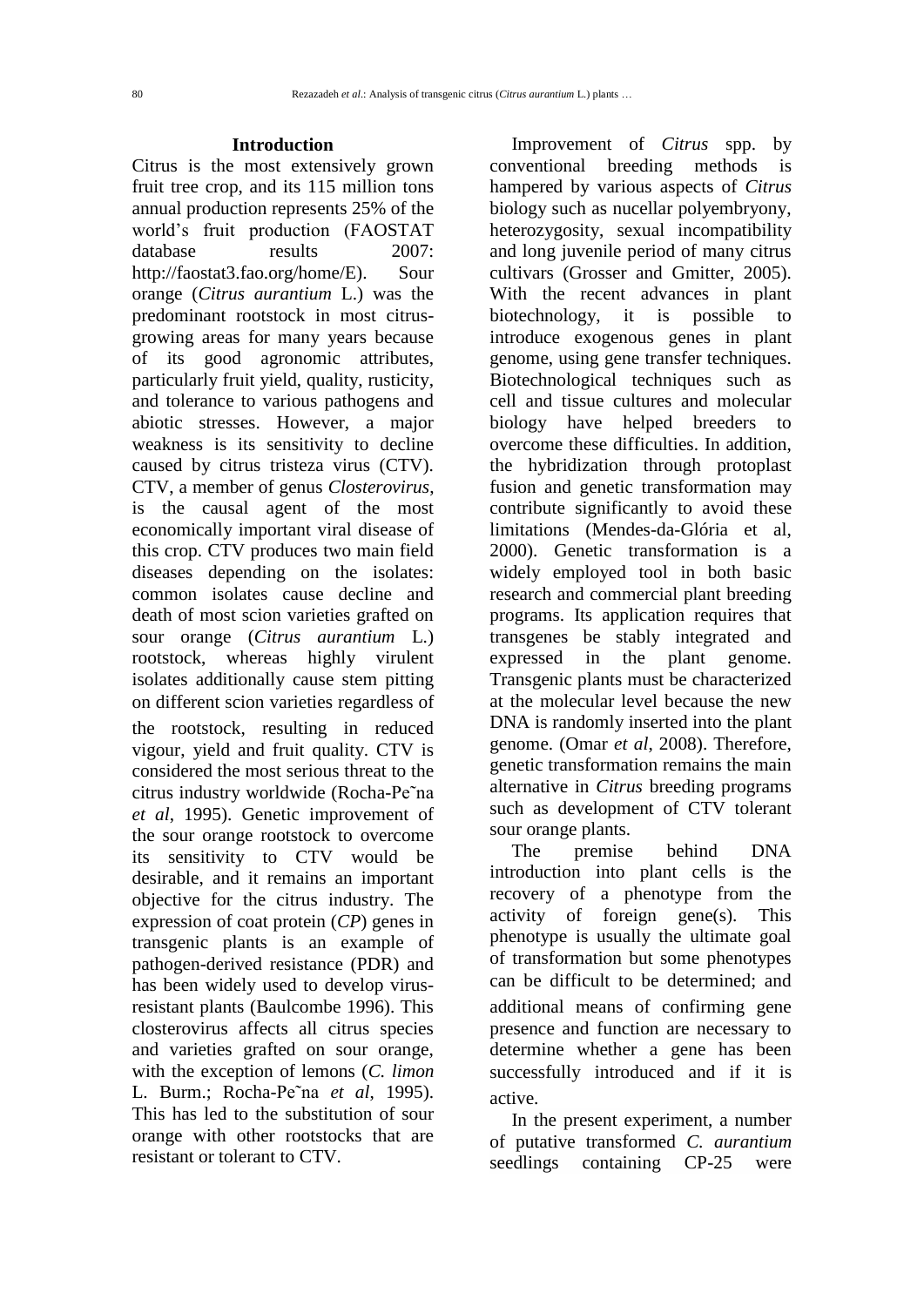## Introduction

Citrus is the most extensively grown fruit tree crop, and its 115 million tons annual production represents 25% of the world's fruit production (FAOSTAT database results 2007: http://faostat3.fao.org/home/E). Sour orange (*Citrus aurantium* L.) was the predominant rootstock in most citrus-growing areas for many years because of its good agronomic attributes, particularly fruit yield, quality, rusticity, and tolerance to various pathogens and abiotic stresses. However, a major weakness is its sensitivity to decline caused by citrus tristeza virus (CTV). CTV, a member of genus *Closterovirus*, is the causal agent of the most economically important viral disease of this crop. CTV produces two main field diseases depending on the isolates: common isolates cause decline and death of most scion varieties grafted on sour orange (*Citrus aurantium* L.) rootstock, whereas highly virulent isolates additionally cause stem pitting on different scion varieties regardless of the rootstock, resulting in reduced vigour, yield and fruit quality. CTV is considered the most serious threat to the citrus industry worldwide (Rocha-Pe˜na *et al*, 1995). Genetic improvement of the sour orange rootstock to overcome its sensitivity to CTV would be desirable, and it remains an important objective for the citrus industry. The expression of coat protein (*CP*) genes in transgenic plants is an example of pathogen-derived resistance (PDR) and has been widely used to develop virus-resistant plants (Baulcombe 1996). This closterovirus affects all citrus species and varieties grafted on sour orange, with the exception of lemons (*C. limon* L. Burm.; Rocha-Pe˜na *et al*, 1995). This has led to the substitution of sour orange with other rootstocks that are resistant or tolerant to CTV.

Improvement of *Citrus* spp. by conventional breeding methods is hampered by various aspects of *Citrus* biology such as nucellar polyembryony, heterozygosity, sexual incompatibility and long juvenile period of many citrus cultivars (Grosser and Gmitter, 2005). With the recent advances in plant biotechnology, it is possible to introduce exogenous genes in plant genome, using gene transfer techniques. Biotechnological techniques such as cell and tissue cultures and molecular biology have helped breeders to overcome these difficulties. In addition, the hybridization through protoplast fusion and genetic transformation may contribute significantly to avoid these limitations (Mendes-da-Glória et al, 2000). Genetic transformation is a widely employed tool in both basic research and commercial plant breeding programs. Its application requires that transgenes be stably integrated and expressed in the plant genome. Transgenic plants must be characterized at the molecular level because the new DNA is randomly inserted into the plant genome. (Omar *et al*, 2008). Therefore, genetic transformation remains the main alternative in *Citrus* breeding programs such as development of CTV tolerant sour orange plants.

The premise behind DNA introduction into plant cells is the recovery of a phenotype from the activity of foreign gene(s). This phenotype is usually the ultimate goal of transformation but some phenotypes can be difficult to be determined; and additional means of confirming gene presence and function are necessary to determine whether a gene has been successfully introduced and if it is active.

In the present experiment, a number of putative transformed *C. aurantium* seedlings containing CP-25 were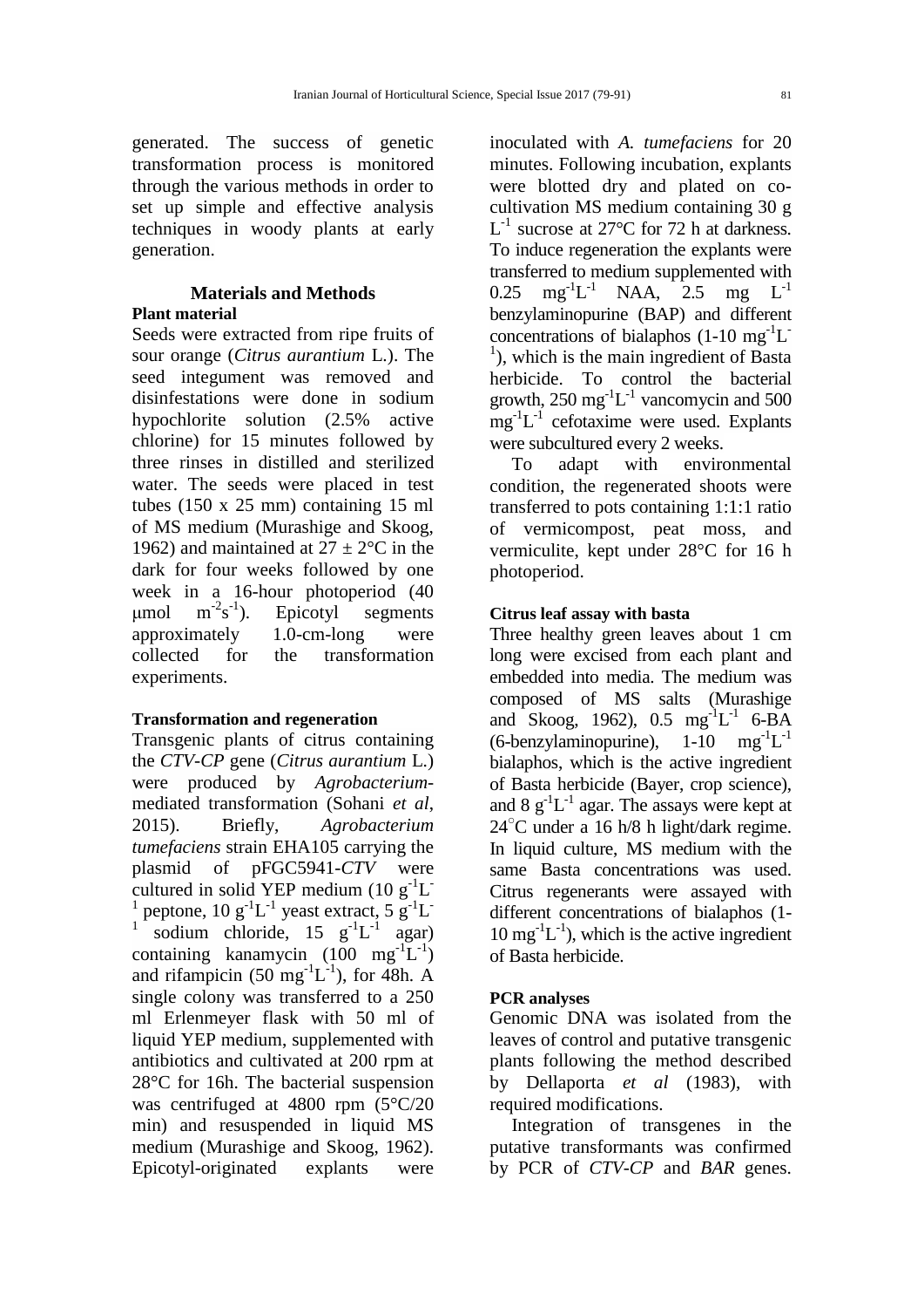generated. The success of genetic transformation process is monitored through the various methods in order to set up simple and effective analysis techniques in woody plants at early generation.

## Materials and Methods

### Plant material

Seeds were extracted from ripe fruits of sour orange (*Citrus aurantium* L.). The seed integument was removed and disinfestations were done in sodium hypochlorite solution (2.5% active chlorine) for 15 minutes followed by three rinses in distilled and sterilized water. The seeds were placed in test tubes (150 x 25 mm) containing 15 ml of MS medium (Murashige and Skoog, 1962) and maintained at 27 ± 2°C in the dark for four weeks followed by one week in a 16-hour photoperiod (40 μmol $m^{-2}s^{-1}$). Epicotyl segments approximately 1.0-cm-long were collected for the transformation experiments.

### Transformation and regeneration

Transgenic plants of citrus containing the *CTV-CP* gene (*Citrus aurantium* L.) were produced by *Agrobacterium*-mediated transformation (Sohani *et al*, 2015). Briefly, *Agrobacterium tumefaciens* strain EHA105 carrying the plasmid of pFGC5941-*CTV* were cultured in solid YEP medium (10 $g^{-1}L^{-1}$ peptone, 10 $g^{-1}L^{-1}$ yeast extract, 5 $g^{-1}L^{-1}$ sodium chloride, 15 $g^{-1}L^{-1}$ agar) containing kanamycin (100 $mg^{-1}L^{-1}$) and rifampicin (50 $mg^{-1}L^{-1}$), for 48h. A single colony was transferred to a 250 ml Erlenmeyer flask with 50 ml of liquid YEP medium, supplemented with antibiotics and cultivated at 200 rpm at 28°C for 16h. The bacterial suspension was centrifuged at 4800 rpm (5°C/20 min) and resuspended in liquid MS medium (Murashige and Skoog, 1962). Epicotyl-originated explants were inoculated with *A. tumefaciens* for 20 minutes. Following incubation, explants were blotted dry and plated on co-cultivation MS medium containing 30 g $L^{-1}$ sucrose at 27°C for 72 h at darkness. To induce regeneration the explants were transferred to medium supplemented with 0.25 $mg^{-1}L^{-1}$ NAA, 2.5 mg $L^{-1}$ benzylaminopurine (BAP) and different concentrations of bialaphos (1-10 $mg^{-1}L^{-1}$), which is the main ingredient of Basta herbicide. To control the bacterial growth, 250 $mg^{-1}L^{-1}$ vancomycin and 500 $mg^{-1}L^{-1}$ cefotaxime were used. Explants were subcultured every 2 weeks.

To adapt with environmental condition, the regenerated shoots were transferred to pots containing 1:1:1 ratio of vermicompost, peat moss, and vermiculite, kept under 28°C for 16 h photoperiod.

### Citrus leaf assay with basta

Three healthy green leaves about 1 cm long were excised from each plant and embedded into media. The medium was composed of MS salts (Murashige and Skoog, 1962), 0.5 $mg^{-1}L^{-1}$ 6-BA (6-benzylaminopurine), 1-10 $mg^{-1}L^{-1}$ bialaphos, which is the active ingredient of Basta herbicide (Bayer, crop science), and 8 $g^{-1}L^{-1}$ agar. The assays were kept at 24°C under a 16 h/8 h light/dark regime. In liquid culture, MS medium with the same Basta concentrations was used. Citrus regenerants were assayed with different concentrations of bialaphos (1-10 $mg^{-1}L^{-1}$), which is the active ingredient of Basta herbicide.

### PCR analyses

Genomic DNA was isolated from the leaves of control and putative transgenic plants following the method described by Dellaporta *et al* (1983), with required modifications.

Integration of transgenes in the putative transformants was confirmed by PCR of *CTV-CP* and *BAR* genes.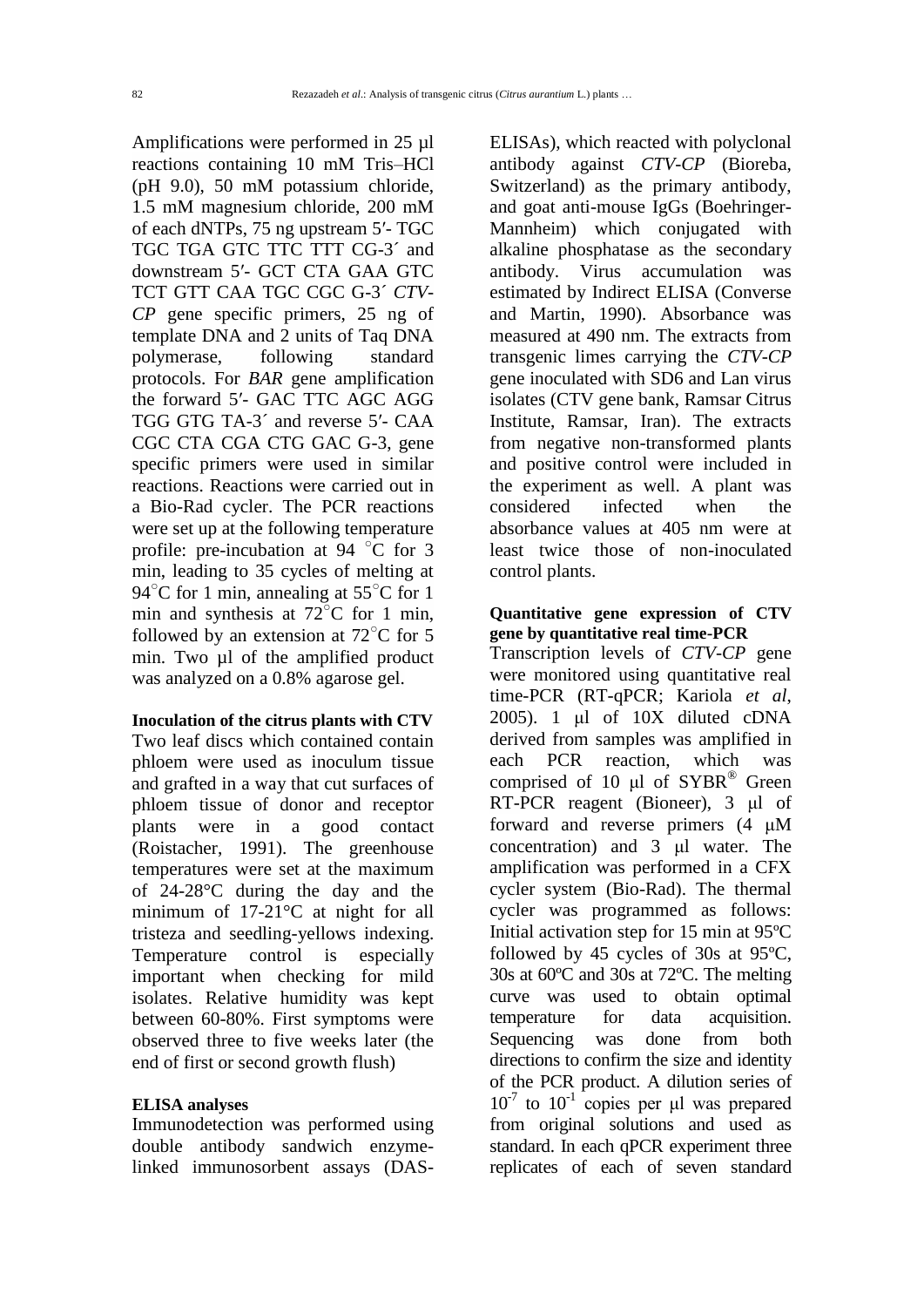Amplifications were performed in 25 µl reactions containing 10 mM Tris–HCl (pH 9.0), 50 mM potassium chloride, 1.5 mM magnesium chloride, 200 mM of each dNTPs, 75 ng upstream 5′- TGC TGC TGA GTC TTC TTT CG-3´ and downstream 5′- GCT CTA GAA GTC TCT GTT CAA TGC CGC G-3´ *CTV-CP* gene specific primers, 25 ng of template DNA and 2 units of Taq DNA polymerase, following standard protocols. For *BAR* gene amplification the forward 5′- GAC TTC AGC AGG TGG GTG TA-3´ and reverse 5′- CAA CGC CTA CGA CTG GAC G-3, gene specific primers were used in similar reactions. Reactions were carried out in a Bio-Rad cycler. The PCR reactions were set up at the following temperature profile: pre-incubation at 94 °C for 3 min, leading to 35 cycles of melting at 94°C for 1 min, annealing at 55°C for 1 min and synthesis at 72°C for 1 min, followed by an extension at 72°C for 5 min. Two µl of the amplified product was analyzed on a 0.8% agarose gel.

**Inoculation of the citrus plants with CTV**

Two leaf discs which contained contain phloem were used as inoculum tissue and grafted in a way that cut surfaces of phloem tissue of donor and receptor plants were in a good contact (Roistacher, 1991). The greenhouse temperatures were set at the maximum of 24-28°C during the day and the minimum of 17-21°C at night for all tristeza and seedling-yellows indexing. Temperature control is especially important when checking for mild isolates. Relative humidity was kept between 60-80%. First symptoms were observed three to five weeks later (the end of first or second growth flush)

**ELISA analyses**

Immunodetection was performed using double antibody sandwich enzyme-linked immunosorbent assays (DAS-ELISAs), which reacted with polyclonal antibody against *CTV-CP* (Bioreba, Switzerland) as the primary antibody, and goat anti-mouse IgGs (Boehringer-Mannheim) which conjugated with alkaline phosphatase as the secondary antibody. Virus accumulation was estimated by Indirect ELISA (Converse and Martin, 1990). Absorbance was measured at 490 nm. The extracts from transgenic limes carrying the *CTV-CP* gene inoculated with SD6 and Lan virus isolates (CTV gene bank, Ramsar Citrus Institute, Ramsar, Iran). The extracts from negative non-transformed plants and positive control were included in the experiment as well. A plant was considered infected when the absorbance values at 405 nm were at least twice those of non-inoculated control plants.

**Quantitative gene expression of CTV gene by quantitative real time-PCR**

Transcription levels of *CTV-CP* gene were monitored using quantitative real time-PCR (RT-qPCR; Kariola *et al*, 2005). 1 µl of 10X diluted cDNA derived from samples was amplified in each PCR reaction, which was comprised of 10 µl of SYBR® Green RT-PCR reagent (Bioneer), 3 µl of forward and reverse primers (4 µM concentration) and 3 µl water. The amplification was performed in a CFX cycler system (Bio-Rad). The thermal cycler was programmed as follows: Initial activation step for 15 min at 95ºC followed by 45 cycles of 30s at 95ºC, 30s at 60ºC and 30s at 72ºC. The melting curve was used to obtain optimal temperature for data acquisition. Sequencing was done from both directions to confirm the size and identity of the PCR product. A dilution series of $10^{-7}$ to $10^{-1}$ copies per µl was prepared from original solutions and used as standard. In each qPCR experiment three replicates of each of seven standard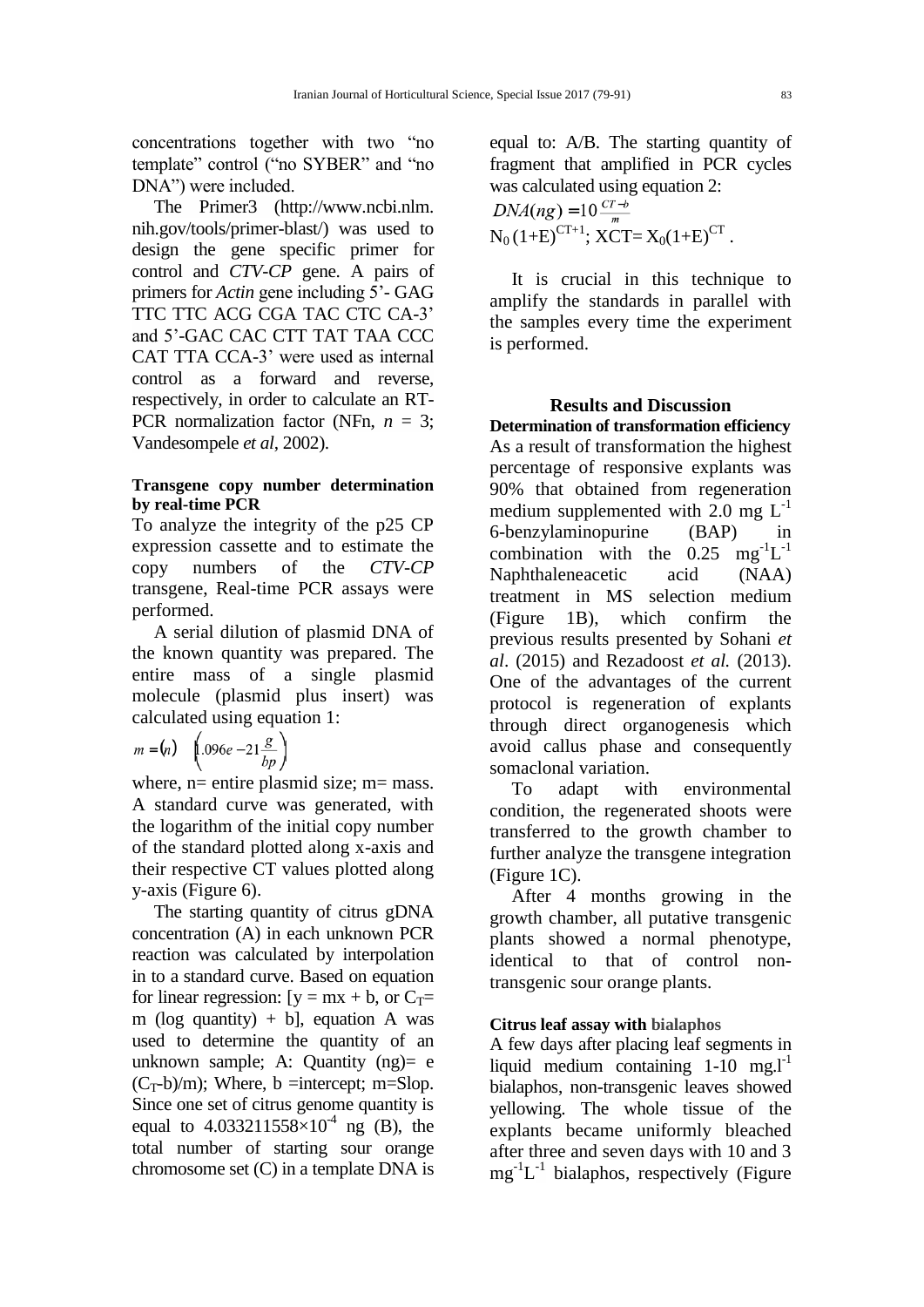concentrations together with two "no template" control ("no SYBER" and "no DNA") were included.

The Primer3 (http://www.ncbi.nlm.nih.gov/tools/primer-blast/) was used to design the gene specific primer for control and *CTV-CP* gene. A pairs of primers for *Actin* gene including 5'- GAG TTC TTC ACG CGA TAC CTC CA-3' and 5'-GAC CAC CTT TAT TAA CCC CAT TTA CCA-3' were used as internal control as a forward and reverse, respectively, in order to calculate an RT-PCR normalization factor (NFn, *n* = 3; Vandesompele *et al*, 2002).

**Transgene copy number determination by real-time PCR**

To analyze the integrity of the p25 CP expression cassette and to estimate the copy numbers of the *CTV-CP* transgene, Real-time PCR assays were performed.

A serial dilution of plasmid DNA of the known quantity was prepared. The entire mass of a single plasmid molecule (plasmid plus insert) was calculated using equation 1:

$$m = (n) \left(1.096e - 21\frac{g}{bp}\right)$$

where, n= entire plasmid size; m= mass. A standard curve was generated, with the logarithm of the initial copy number of the standard plotted along x-axis and their respective CT values plotted along y-axis (Figure 6).

The starting quantity of citrus gDNA concentration (A) in each unknown PCR reaction was calculated by interpolation in to a standard curve. Based on equation for linear regression: [$y = mx + b$, or $C_T$= m (log quantity) + b], equation A was used to determine the quantity of an unknown sample; A: Quantity (ng)= e ($C_T$-b)/m); Where, b =intercept; m=Slop. Since one set of citrus genome quantity is equal to $4.033211558\times10^{-4}$ ng (B), the total number of starting sour orange chromosome set (C) in a template DNA is equal to: A/B. The starting quantity of fragment that amplified in PCR cycles was calculated using equation 2:

$$DNA(ng) = 10^{\frac{CT-b}{m}}$$

$N_0 (1+E)^{CT+1}$; $XCT= X_0(1+E)^{CT}$ .

It is crucial in this technique to amplify the standards in parallel with the samples every time the experiment is performed.

## Results and Discussion

**Determination of transformation efficiency**

As a result of transformation the highest percentage of responsive explants was 90% that obtained from regeneration medium supplemented with 2.0 mg $L^{-1}$ 6-benzylaminopurine (BAP) in combination with the 0.25 $mg^{-1}L^{-1}$ Naphthaleneacetic acid (NAA) treatment in MS selection medium (Figure 1B), which confirm the previous results presented by Sohani *et al*. (2015) and Rezadoost *et al.* (2013). One of the advantages of the current protocol is regeneration of explants through direct organogenesis which avoid callus phase and consequently somaclonal variation.

To adapt with environmental condition, the regenerated shoots were transferred to the growth chamber to further analyze the transgene integration (Figure 1C).

After 4 months growing in the growth chamber, all putative transgenic plants showed a normal phenotype, identical to that of control non-transgenic sour orange plants.

**Citrus leaf assay with bialaphos**

A few days after placing leaf segments in liquid medium containing 1-10 $mg.l^{-1}$ bialaphos, non-transgenic leaves showed yellowing. The whole tissue of the explants became uniformly bleached after three and seven days with 10 and 3 $mg^{-1}L^{-1}$ bialaphos, respectively (Figure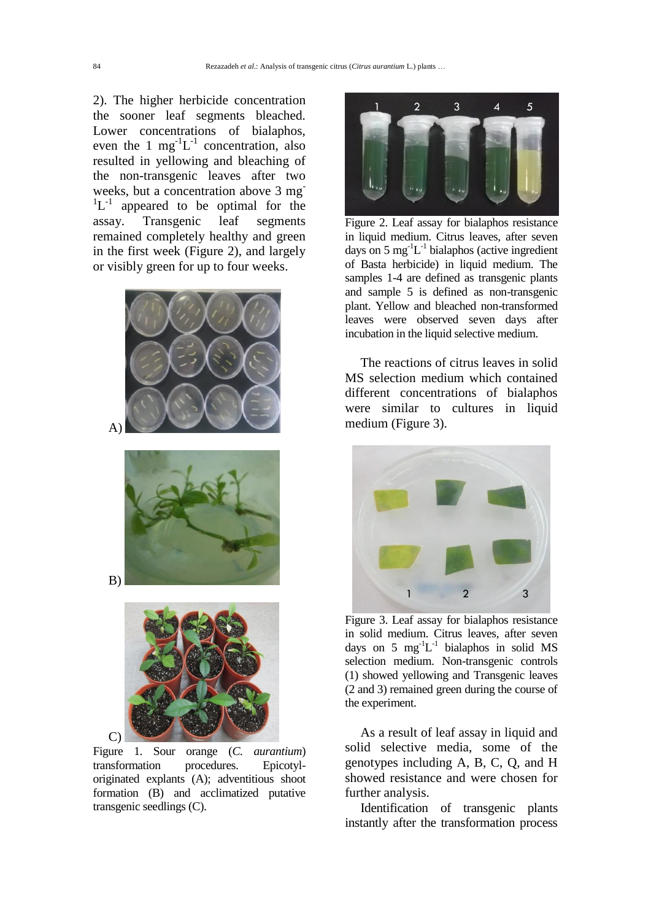2). The higher herbicide concentration the sooner leaf segments bleached. Lower concentrations of bialaphos, even the 1 $mg^{-1}L^{-1}$ concentration, also resulted in yellowing and bleaching of the non-transgenic leaves after two weeks, but a concentration above 3 $mg^{-1}L^{-1}$ appeared to be optimal for the assay. Transgenic leaf segments remained completely healthy and green in the first week (Figure 2), and largely or visibly green for up to four weeks.

A)

B)

C)

Figure 1. Sour orange (*C. aurantium*) transformation procedures. Epicotyl-originated explants (A); adventitious shoot formation (B) and acclimatized putative transgenic seedlings (C).

Figure 2. Leaf assay for bialaphos resistance in liquid medium. Citrus leaves, after seven days on 5 $mg^{-1}L^{-1}$ bialaphos (active ingredient of Basta herbicide) in liquid medium. The samples 1-4 are defined as transgenic plants and sample 5 is defined as non-transgenic plant. Yellow and bleached non-transformed leaves were observed seven days after incubation in the liquid selective medium.

The reactions of citrus leaves in solid MS selection medium which contained different concentrations of bialaphos were similar to cultures in liquid medium (Figure 3).

Figure 3. Leaf assay for bialaphos resistance in solid medium. Citrus leaves, after seven days on 5 $mg^{-1}L^{-1}$ bialaphos in solid MS selection medium. Non-transgenic controls (1) showed yellowing and Transgenic leaves (2 and 3) remained green during the course of the experiment.

As a result of leaf assay in liquid and solid selective media, some of the genotypes including A, B, C, Q, and H showed resistance and were chosen for further analysis.

Identification of transgenic plants instantly after the transformation process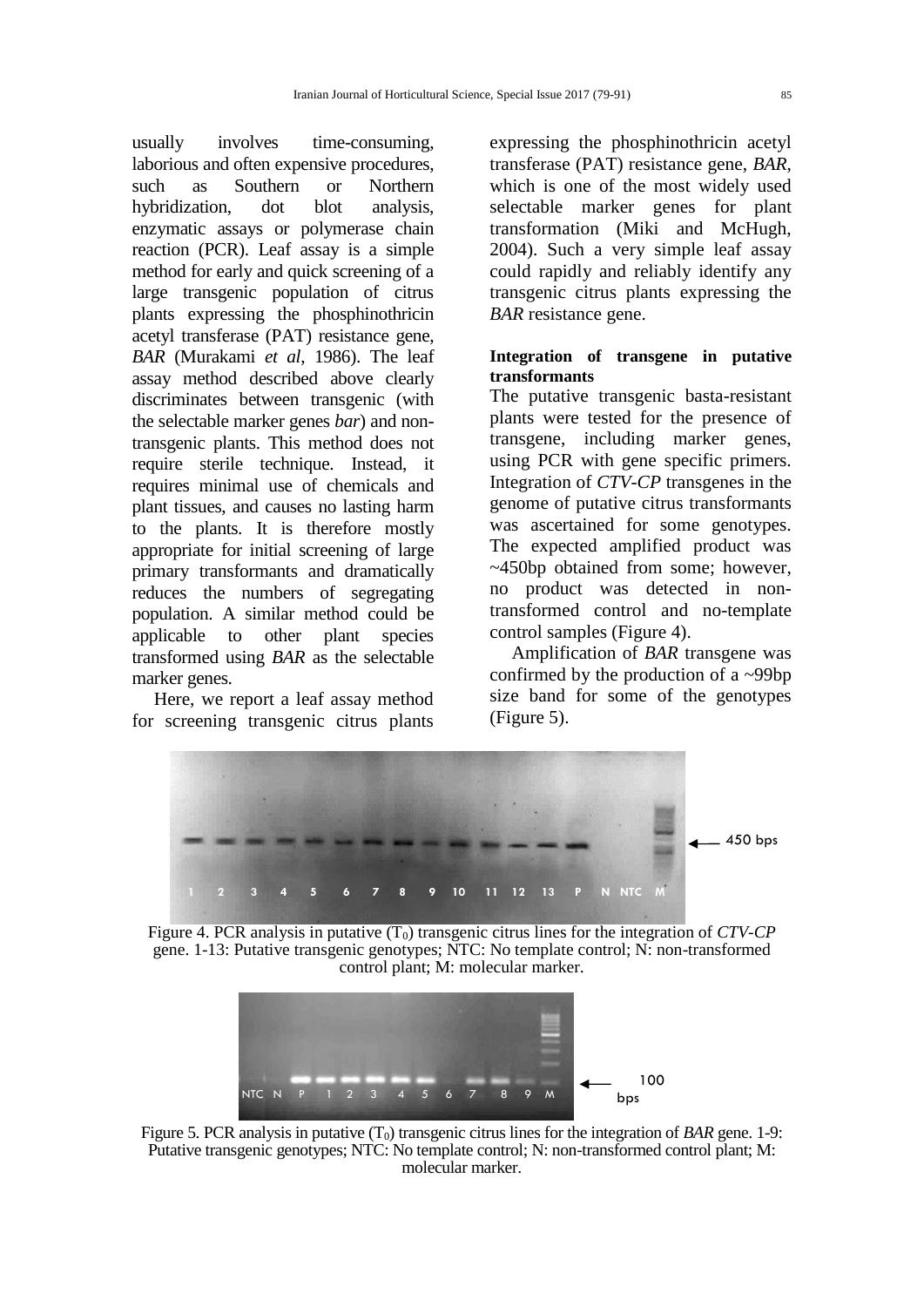usually involves time-consuming, laborious and often expensive procedures, such as Southern or Northern hybridization, dot blot analysis, enzymatic assays or polymerase chain reaction (PCR). Leaf assay is a simple method for early and quick screening of a large transgenic population of citrus plants expressing the phosphinothricin acetyl transferase (PAT) resistance gene, *BAR* (Murakami *et al*, 1986). The leaf assay method described above clearly discriminates between transgenic (with the selectable marker genes *bar*) and non-transgenic plants. This method does not require sterile technique. Instead, it requires minimal use of chemicals and plant tissues, and causes no lasting harm to the plants. It is therefore mostly appropriate for initial screening of large primary transformants and dramatically reduces the numbers of segregating population. A similar method could be applicable to other plant species transformed using *BAR* as the selectable marker genes.

Here, we report a leaf assay method for screening transgenic citrus plants expressing the phosphinothricin acetyl transferase (PAT) resistance gene, *BAR*, which is one of the most widely used selectable marker genes for plant transformation (Miki and McHugh, 2004). Such a very simple leaf assay could rapidly and reliably identify any transgenic citrus plants expressing the *BAR* resistance gene.

**Integration of transgene in putative transformants**

The putative transgenic basta-resistant plants were tested for the presence of transgene, including marker genes, using PCR with gene specific primers. Integration of *CTV-CP* transgenes in the genome of putative citrus transformants was ascertained for some genotypes. The expected amplified product was ~450bp obtained from some; however, no product was detected in non-transformed control and no-template control samples (Figure 4).

Amplification of *BAR* transgene was confirmed by the production of a ~99bp size band for some of the genotypes (Figure 5).

Figure 4. PCR analysis in putative ($T_0$) transgenic citrus lines for the integration of *CTV-CP* gene. 1-13: Putative transgenic genotypes; NTC: No template control; N: non-transformed control plant; M: molecular marker.

Figure 5. PCR analysis in putative ($T_0$) transgenic citrus lines for the integration of *BAR* gene. 1-9: Putative transgenic genotypes; NTC: No template control; N: non-transformed control plant; M: molecular marker.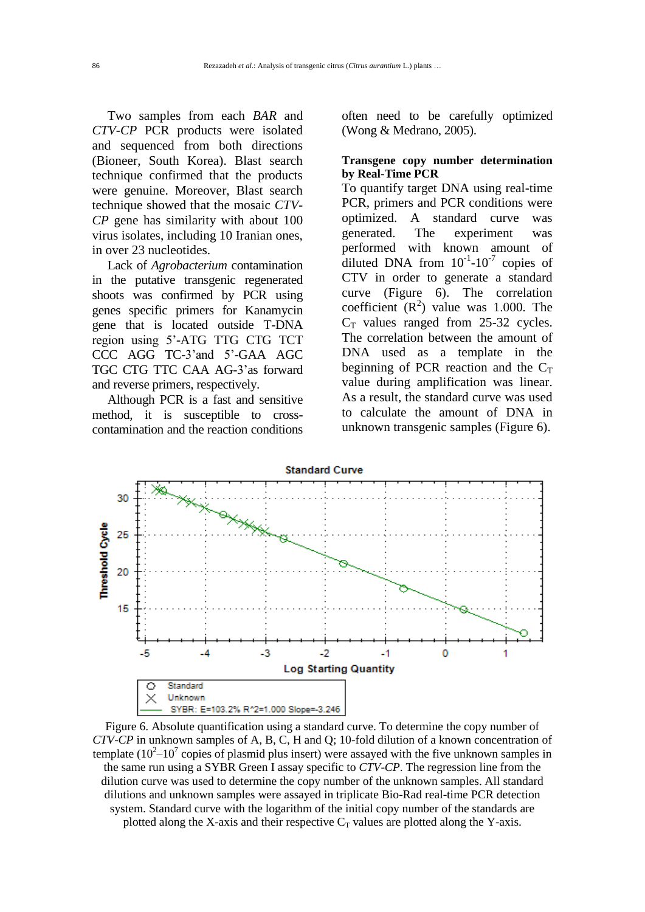Two samples from each *BAR* and *CTV-CP* PCR products were isolated and sequenced from both directions (Bioneer, South Korea). Blast search technique confirmed that the products were genuine. Moreover, Blast search technique showed that the mosaic *CTV-CP* gene has similarity with about 100 virus isolates, including 10 Iranian ones, in over 23 nucleotides.

Lack of *Agrobacterium* contamination in the putative transgenic regenerated shoots was confirmed by PCR using genes specific primers for Kanamycin gene that is located outside T-DNA region using 5'-ATG TTG CTG TCT CCC AGG TC-3'and 5'-GAA AGC TGC CTG TTC CAA AG-3'as forward and reverse primers, respectively.

Although PCR is a fast and sensitive method, it is susceptible to cross-contamination and the reaction conditions often need to be carefully optimized (Wong & Medrano, 2005).

**Transgene copy number determination by Real-Time PCR**

To quantify target DNA using real-time PCR, primers and PCR conditions were optimized. A standard curve was generated. The experiment was performed with known amount of diluted DNA from $10^{-1}$-$10^{-7}$ copies of CTV in order to generate a standard curve (Figure 6). The correlation coefficient ($R^2$) value was 1.000. The $C_T$ values ranged from 25-32 cycles. The correlation between the amount of DNA used as a template in the beginning of PCR reaction and the $C_T$ value during amplification was linear. As a result, the standard curve was used to calculate the amount of DNA in unknown transgenic samples (Figure 6).

Figure 6. Absolute quantification using a standard curve. To determine the copy number of *CTV-CP* in unknown samples of A, B, C, H and Q; 10-fold dilution of a known concentration of template ($10^2$–$10^7$ copies of plasmid plus insert) were assayed with the five unknown samples in the same run using a SYBR Green I assay specific to *CTV-CP*. The regression line from the dilution curve was used to determine the copy number of the unknown samples. All standard dilutions and unknown samples were assayed in triplicate Bio-Rad real-time PCR detection system. Standard curve with the logarithm of the initial copy number of the standards are plotted along the X-axis and their respective $C_T$ values are plotted along the Y-axis.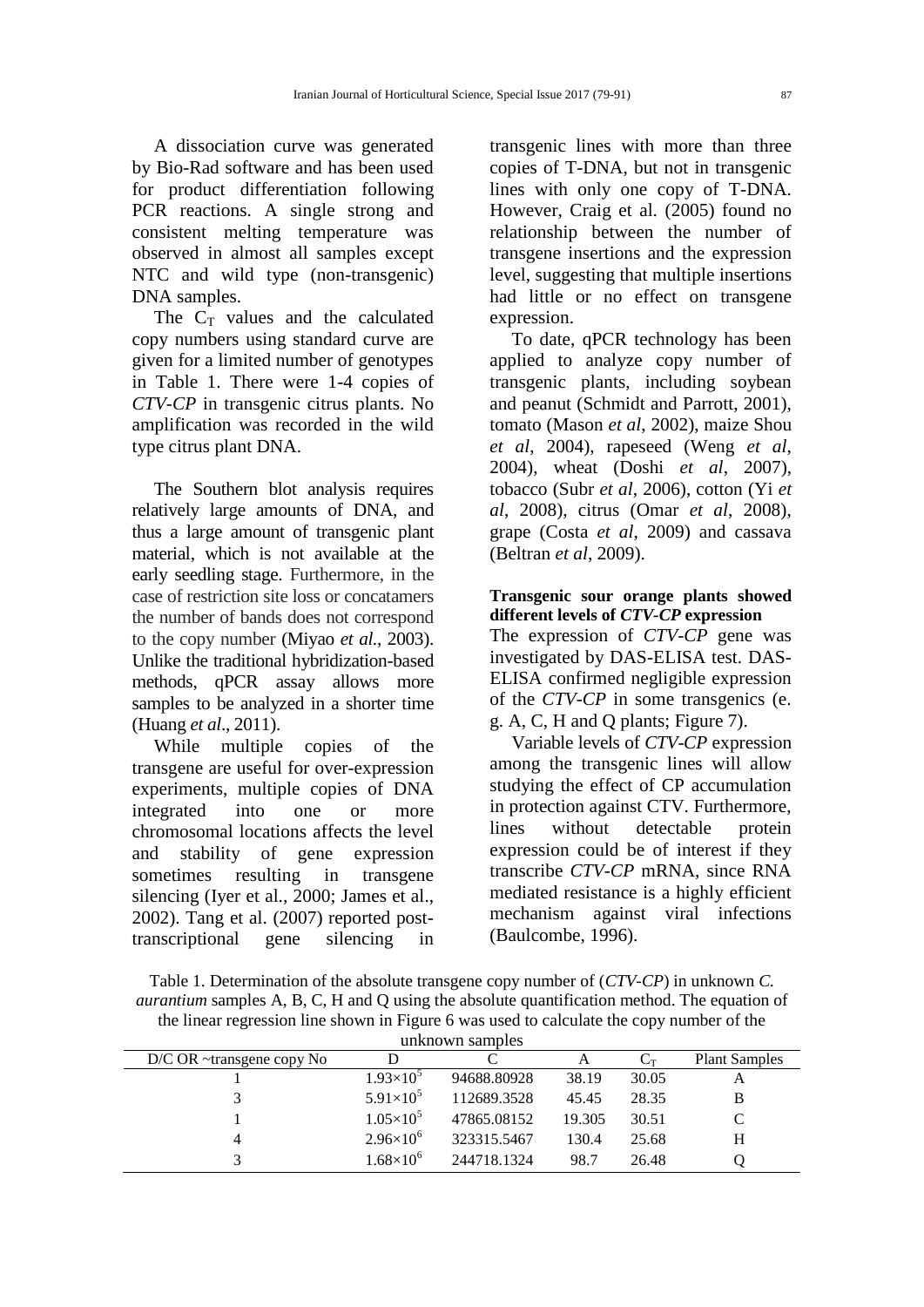A dissociation curve was generated by Bio-Rad software and has been used for product differentiation following PCR reactions. A single strong and consistent melting temperature was observed in almost all samples except NTC and wild type (non-transgenic) DNA samples.

The $C_T$ values and the calculated copy numbers using standard curve are given for a limited number of genotypes in Table 1. There were 1-4 copies of *CTV-CP* in transgenic citrus plants. No amplification was recorded in the wild type citrus plant DNA.

The Southern blot analysis requires relatively large amounts of DNA, and thus a large amount of transgenic plant material, which is not available at the early seedling stage. Furthermore, in the case of restriction site loss or concatamers the number of bands does not correspond to the copy number (Miyao *et al.*, 2003). Unlike the traditional hybridization-based methods, qPCR assay allows more samples to be analyzed in a shorter time (Huang *et al*., 2011).

While multiple copies of the transgene are useful for over-expression experiments, multiple copies of DNA integrated into one or more chromosomal locations affects the level and stability of gene expression sometimes resulting in transgene silencing (Iyer et al., 2000; James et al., 2002). Tang et al. (2007) reported post-transcriptional gene silencing in transgenic lines with more than three copies of T-DNA, but not in transgenic lines with only one copy of T-DNA. However, Craig et al. (2005) found no relationship between the number of transgene insertions and the expression level, suggesting that multiple insertions had little or no effect on transgene expression.

To date, qPCR technology has been applied to analyze copy number of transgenic plants, including soybean and peanut (Schmidt and Parrott, 2001), tomato (Mason *et al*, 2002), maize Shou *et al*, 2004), rapeseed (Weng *et al*, 2004), wheat (Doshi *et al*, 2007), tobacco (Subr *et al*, 2006), cotton (Yi *et al*, 2008), citrus (Omar *et al*, 2008), grape (Costa *et al*, 2009) and cassava (Beltran *et al*, 2009).

**Transgenic sour orange plants showed different levels of *CTV-CP* expression**

The expression of *CTV-CP* gene was investigated by DAS-ELISA test. DAS-ELISA confirmed negligible expression of the *CTV-CP* in some transgenics (e. g. A, C, H and Q plants; Figure 7).

Variable levels of *CTV-CP* expression among the transgenic lines will allow studying the effect of CP accumulation in protection against CTV. Furthermore, lines without detectable protein expression could be of interest if they transcribe *CTV-CP* mRNA, since RNA mediated resistance is a highly efficient mechanism against viral infections (Baulcombe, 1996).

Table 1. Determination of the absolute transgene copy number of (*CTV-CP*) in unknown *C. aurantium* samples A, B, C, H and Q using the absolute quantification method. The equation of the linear regression line shown in Figure 6 was used to calculate the copy number of the unknown samples

| D/C OR ~transgene copy No | D | C | A | $C_T$ | Plant Samples |
|---|---|---|---|---|---|
| 1 | $1.93{\times}10^5$ | 94688.80928 | 38.19 | 30.05 | A |
| 3 | $5.91{\times}10^5$ | 112689.3528 | 45.45 | 28.35 | B |
| 1 | $1.05{\times}10^5$ | 47865.08152 | 19.305 | 30.51 | C |
| 4 | $2.96{\times}10^6$ | 323315.5467 | 130.4 | 25.68 | H |
| 3 | $1.68{\times}10^6$ | 244718.1324 | 98.7 | 26.48 | Q |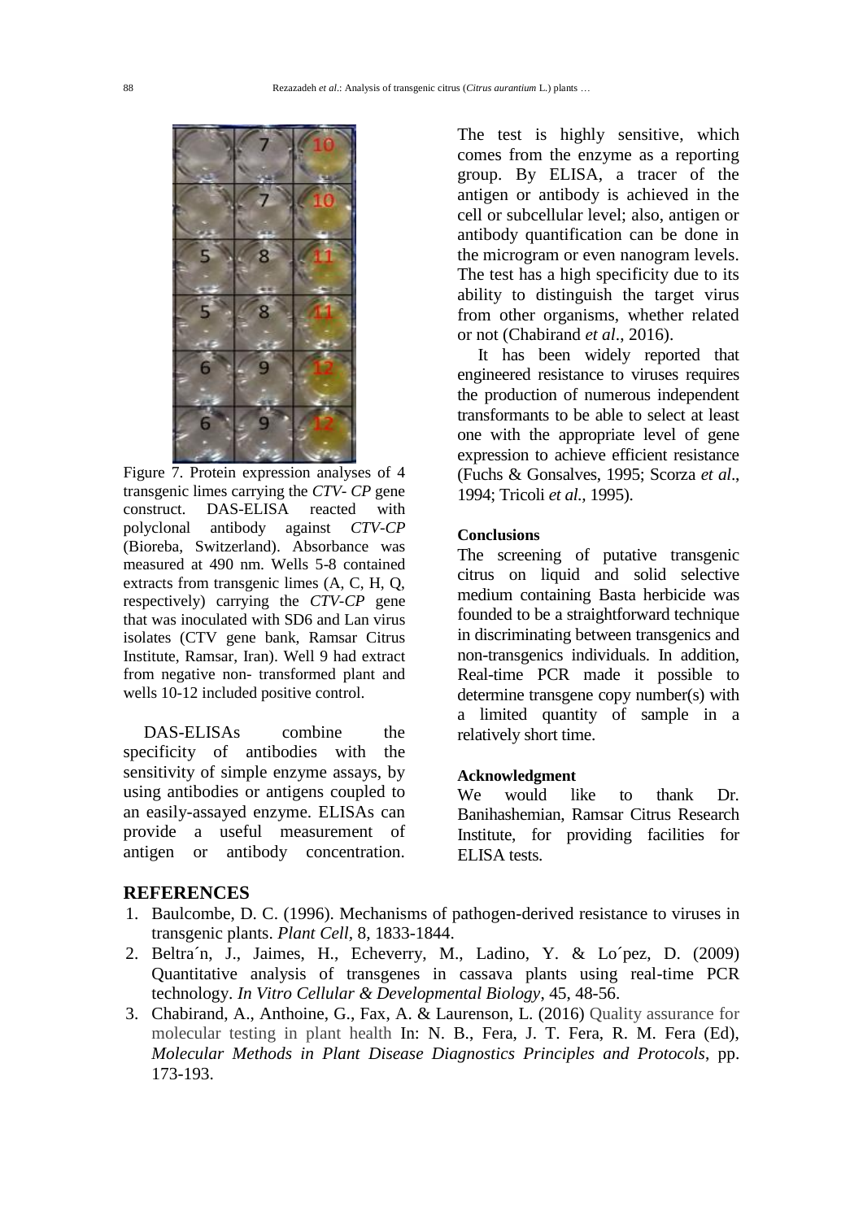Figure 7. Protein expression analyses of 4 transgenic limes carrying the *CTV- CP* gene construct. DAS-ELISA reacted with polyclonal antibody against *CTV-CP* (Bioreba, Switzerland). Absorbance was measured at 490 nm. Wells 5-8 contained extracts from transgenic limes (A, C, H, Q, respectively) carrying the *CTV-CP* gene that was inoculated with SD6 and Lan virus isolates (CTV gene bank, Ramsar Citrus Institute, Ramsar, Iran). Well 9 had extract from negative non- transformed plant and wells 10-12 included positive control.

DAS-ELISAs combine the specificity of antibodies with the sensitivity of simple enzyme assays, by using antibodies or antigens coupled to an easily-assayed enzyme. ELISAs can provide a useful measurement of antigen or antibody concentration. The test is highly sensitive, which comes from the enzyme as a reporting group. By ELISA, a tracer of the antigen or antibody is achieved in the cell or subcellular level; also, antigen or antibody quantification can be done in the microgram or even nanogram levels. The test has a high specificity due to its ability to distinguish the target virus from other organisms, whether related or not (Chabirand *et al*., 2016).

It has been widely reported that engineered resistance to viruses requires the production of numerous independent transformants to be able to select at least one with the appropriate level of gene expression to achieve efficient resistance (Fuchs & Gonsalves, 1995; Scorza *et al*., 1994; Tricoli *et al.*, 1995).

#### Conclusions

The screening of putative transgenic citrus on liquid and solid selective medium containing Basta herbicide was founded to be a straightforward technique in discriminating between transgenics and non-transgenics individuals. In addition, Real-time PCR made it possible to determine transgene copy number(s) with a limited quantity of sample in a relatively short time.

#### Acknowledgment

We would like to thank Dr. Banihashemian, Ramsar Citrus Research Institute, for providing facilities for ELISA tests.

## REFERENCES

1. Baulcombe, D. C. (1996). Mechanisms of pathogen-derived resistance to viruses in transgenic plants. *Plant Cell*, 8, 1833-1844.
2. Beltra´n, J., Jaimes, H., Echeverry, M., Ladino, Y. & Lo´pez, D. (2009) Quantitative analysis of transgenes in cassava plants using real-time PCR technology. *In Vitro Cellular & Developmental Biology*, 45, 48-56.
3. Chabirand, A., Anthoine, G., Fax, A. & Laurenson, L. (2016) Quality assurance for molecular testing in plant health In: N. B., Fera, J. T. Fera, R. M. Fera (Ed), *Molecular Methods in Plant Disease Diagnostics Principles and Protocols*, pp. 173-193.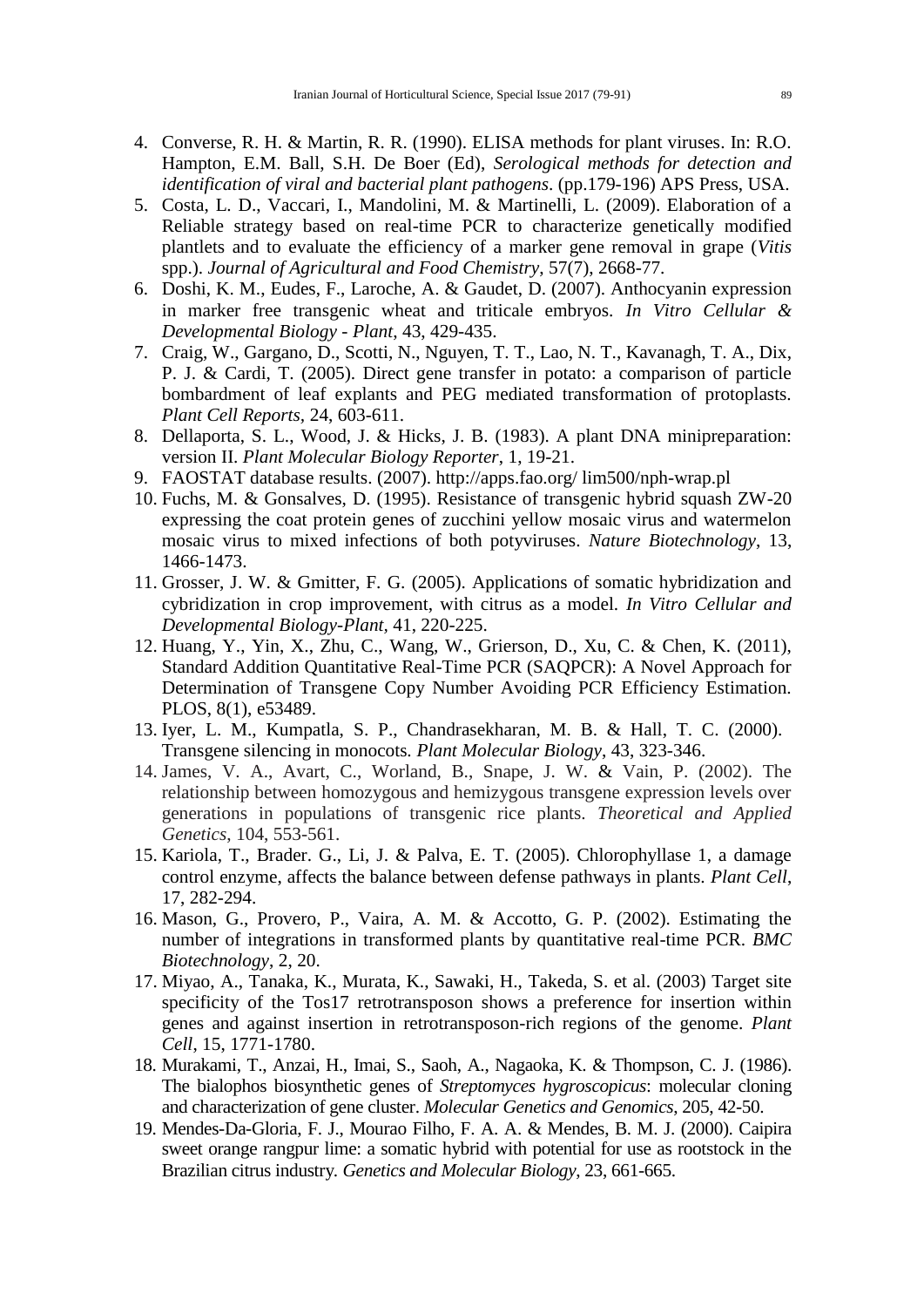4. Converse, R. H. & Martin, R. R. (1990). ELISA methods for plant viruses. In: R.O. Hampton, E.M. Ball, S.H. De Boer (Ed), *Serological methods for detection and identification of viral and bacterial plant pathogens*. (pp.179-196) APS Press, USA.
5. Costa, L. D., Vaccari, I., Mandolini, M. & Martinelli, L. (2009). Elaboration of a Reliable strategy based on real-time PCR to characterize genetically modified plantlets and to evaluate the efficiency of a marker gene removal in grape (*Vitis* spp.). *Journal of Agricultural and Food Chemistry*, 57(7), 2668-77.
6. Doshi, K. M., Eudes, F., Laroche, A. & Gaudet, D. (2007). Anthocyanin expression in marker free transgenic wheat and triticale embryos. *In Vitro Cellular & Developmental Biology - Plant*, 43, 429-435.
7. Craig, W., Gargano, D., Scotti, N., Nguyen, T. T., Lao, N. T., Kavanagh, T. A., Dix, P. J. & Cardi, T. (2005). Direct gene transfer in potato: a comparison of particle bombardment of leaf explants and PEG mediated transformation of protoplasts. *Plant Cell Reports*, 24, 603-611.
8. Dellaporta, S. L., Wood, J. & Hicks, J. B. (1983). A plant DNA minipreparation: version II. *Plant Molecular Biology Reporter*, 1, 19-21.
9. FAOSTAT database results. (2007). http://apps.fao.org/ lim500/nph-wrap.pl
10. Fuchs, M. & Gonsalves, D. (1995). Resistance of transgenic hybrid squash ZW-20 expressing the coat protein genes of zucchini yellow mosaic virus and watermelon mosaic virus to mixed infections of both potyviruses. *Nature Biotechnology*, 13, 1466-1473.
11. Grosser, J. W. & Gmitter, F. G. (2005). Applications of somatic hybridization and cybridization in crop improvement, with citrus as a model. *In Vitro Cellular and Developmental Biology-Plant*, 41, 220-225.
12. Huang, Y., Yin, X., Zhu, C., Wang, W., Grierson, D., Xu, C. & Chen, K. (2011), Standard Addition Quantitative Real-Time PCR (SAQPCR): A Novel Approach for Determination of Transgene Copy Number Avoiding PCR Efficiency Estimation. PLOS, 8(1), e53489.
13. Iyer, L. M., Kumpatla, S. P., Chandrasekharan, M. B. & Hall, T. C. (2000). Transgene silencing in monocots. *Plant Molecular Biology*, 43, 323-346.
14. James, V. A., Avart, C., Worland, B., Snape, J. W. & Vain, P. (2002). The relationship between homozygous and hemizygous transgene expression levels over generations in populations of transgenic rice plants. *Theoretical and Applied Genetics*, 104, 553-561.
15. Kariola, T., Brader. G., Li, J. & Palva, E. T. (2005). Chlorophyllase 1, a damage control enzyme, affects the balance between defense pathways in plants. *Plant Cell*, 17, 282-294.
16. Mason, G., Provero, P., Vaira, A. M. & Accotto, G. P. (2002). Estimating the number of integrations in transformed plants by quantitative real-time PCR. *BMC Biotechnology*, 2, 20.
17. Miyao, A., Tanaka, K., Murata, K., Sawaki, H., Takeda, S. et al. (2003) Target site specificity of the Tos17 retrotransposon shows a preference for insertion within genes and against insertion in retrotransposon-rich regions of the genome. *Plant Cell*, 15, 1771-1780.
18. Murakami, T., Anzai, H., Imai, S., Saoh, A., Nagaoka, K. & Thompson, C. J. (1986). The bialophos biosynthetic genes of *Streptomyces hygroscopicus*: molecular cloning and characterization of gene cluster. *Molecular Genetics and Genomics*, 205, 42-50.
19. Mendes-Da-Gloria, F. J., Mourao Filho, F. A. A. & Mendes, B. M. J. (2000). Caipira sweet orange rangpur lime: a somatic hybrid with potential for use as rootstock in the Brazilian citrus industry. *Genetics and Molecular Biology*, 23, 661-665.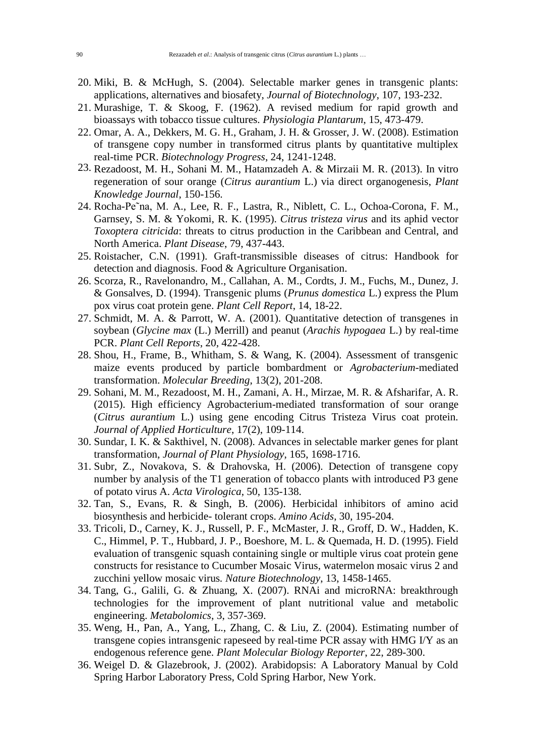20. Miki, B. & McHugh, S. (2004). Selectable marker genes in transgenic plants: applications, alternatives and biosafety, *Journal of Biotechnology*, 107, 193-232.
21. Murashige, T. & Skoog, F. (1962). A revised medium for rapid growth and bioassays with tobacco tissue cultures. *Physiologia Plantarum*, 15, 473-479.
22. Omar, A. A., Dekkers, M. G. H., Graham, J. H. & Grosser, J. W. (2008). Estimation of transgene copy number in transformed citrus plants by quantitative multiplex real-time PCR. *Biotechnology Progress*, 24, 1241-1248.
23. Rezadoost, M. H., Sohani M. M., Hatamzadeh A. & Mirzaii M. R. (2013). In vitro regeneration of sour orange (*Citrus aurantium* L.) via direct organogenesis, *Plant Knowledge Journal*, 150-156.
24. Rocha-Pe˜na, M. A., Lee, R. F., Lastra, R., Niblett, C. L., Ochoa-Corona, F. M., Garnsey, S. M. & Yokomi, R. K. (1995). *Citrus tristeza virus* and its aphid vector *Toxoptera citricida*: threats to citrus production in the Caribbean and Central, and North America. *Plant Disease*, 79, 437-443.
25. Roistacher, C.N. (1991). Graft-transmissible diseases of citrus: Handbook for detection and diagnosis. Food & Agriculture Organisation.
26. Scorza, R., Ravelonandro, M., Callahan, A. M., Cordts, J. M., Fuchs, M., Dunez, J. & Gonsalves, D. (1994). Transgenic plums (*Prunus domestica* L.) express the Plum pox virus coat protein gene. *Plant Cell Report*, 14, 18-22.
27. Schmidt, M. A. & Parrott, W. A. (2001). Quantitative detection of transgenes in soybean (*Glycine max* (L.) Merrill) and peanut (*Arachis hypogaea* L.) by real-time PCR. *Plant Cell Reports*, 20, 422-428.
28. Shou, H., Frame, B., Whitham, S. & Wang, K. (2004). Assessment of transgenic maize events produced by particle bombardment or *Agrobacterium*-mediated transformation. *Molecular Breeding*, 13(2), 201-208.
29. Sohani, M. M., Rezadoost, M. H., Zamani, A. H., Mirzae, M. R. & Afsharifar, A. R. (2015). High efficiency Agrobacterium-mediated transformation of sour orange (*Citrus aurantium* L.) using gene encoding Citrus Tristeza Virus coat protein. *Journal of Applied Horticulture*, 17(2), 109-114.
30. Sundar, I. K. & Sakthivel, N. (2008). Advances in selectable marker genes for plant transformation, *Journal of Plant Physiology*, 165, 1698-1716.
31. Subr, Z., Novakova, S. & Drahovska, H. (2006). Detection of transgene copy number by analysis of the T1 generation of tobacco plants with introduced P3 gene of potato virus A. *Acta Virologica*, 50, 135-138.
32. Tan, S., Evans, R. & Singh, B. (2006). Herbicidal inhibitors of amino acid biosynthesis and herbicide- tolerant crops. *Amino Acids*, 30, 195-204.
33. Tricoli, D., Carney, K. J., Russell, P. F., McMaster, J. R., Groff, D. W., Hadden, K. C., Himmel, P. T., Hubbard, J. P., Boeshore, M. L. & Quemada, H. D. (1995). Field evaluation of transgenic squash containing single or multiple virus coat protein gene constructs for resistance to Cucumber Mosaic Virus, watermelon mosaic virus 2 and zucchini yellow mosaic virus. *Nature Biotechnology*, 13, 1458-1465.
34. Tang, G., Galili, G. & Zhuang, X. (2007). RNAi and microRNA: breakthrough technologies for the improvement of plant nutritional value and metabolic engineering. *Metabolomics*, 3, 357-369.
35. Weng, H., Pan, A., Yang, L., Zhang, C. & Liu, Z. (2004). Estimating number of transgene copies intransgenic rapeseed by real-time PCR assay with HMG I/Y as an endogenous reference gene. *Plant Molecular Biology Reporter*, 22, 289-300.
36. Weigel D. & Glazebrook, J. (2002). Arabidopsis: A Laboratory Manual by Cold Spring Harbor Laboratory Press, Cold Spring Harbor, New York.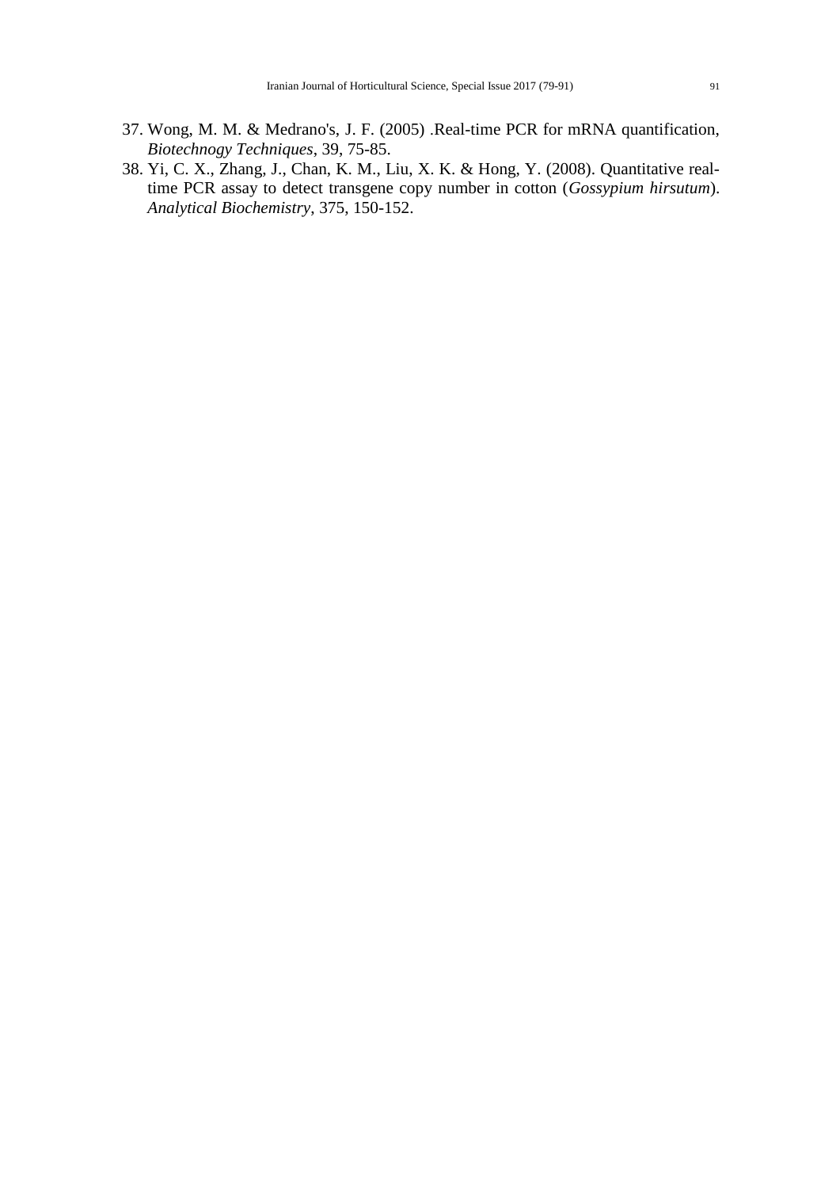37. Wong, M. M. & Medrano's, J. F. (2005) .Real-time PCR for mRNA quantification, *Biotechnogy Techniques*, 39, 75-85.
38. Yi, C. X., Zhang, J., Chan, K. M., Liu, X. K. & Hong, Y. (2008). Quantitative real-time PCR assay to detect transgene copy number in cotton (*Gossypium hirsutum*). *Analytical Biochemistry*, 375, 150-152.